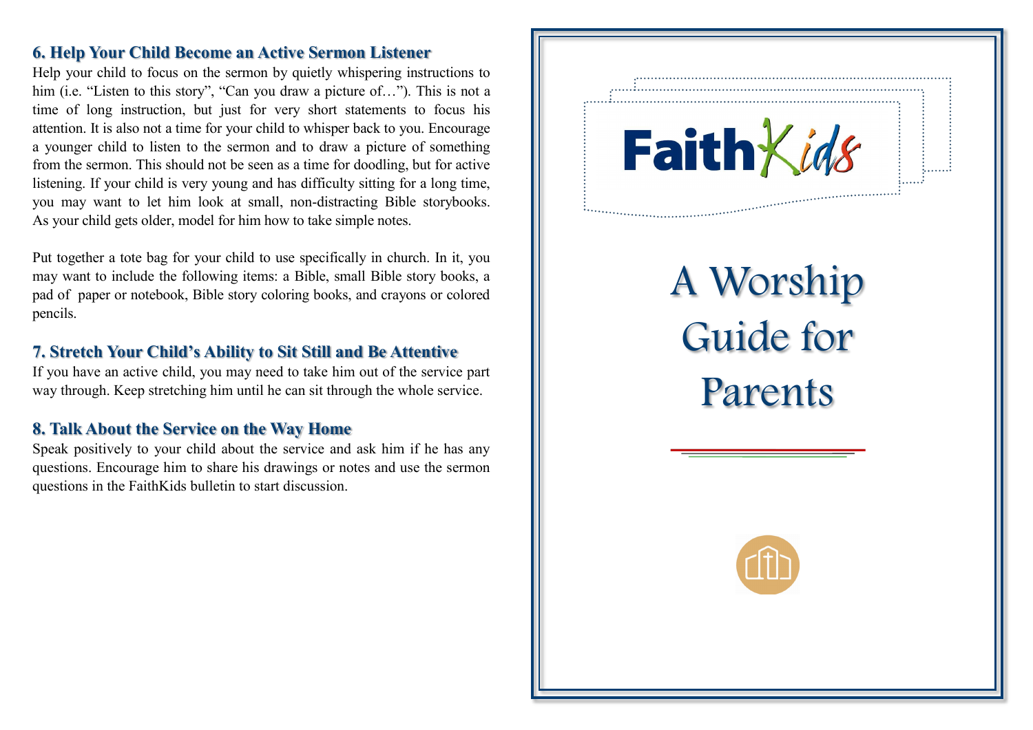### 6. Help Your Child Become an Active Sermon Listener

Help your child to focus on the sermon by quietly whispering instructions to him (i.e. "Listen to this story", "Can you draw a picture of…"). This is not a time of long instruction, but just for very short statements to focus his attention. It is also not a time for your child to whisper back to you. Encourage a younger child to listen to the sermon and to draw a picture of something from the sermon. This should not be seen as a time for doodling, but for active listening. If your child is very young and has difficulty sitting for a long time, you may want to let him look at small, non-distracting Bible storybooks. As your child gets older, model for him how to take simple notes.

Put together a tote bag for your child to use specifically in church. In it, you may want to include the following items: a Bible, small Bible story books, a pad of paper or notebook, Bible story coloring books, and crayons or colored pencils.

### 7. Stretch Your Child's Ability to Sit Still and Be Attentive

If you have an active child, you may need to take him out of the service part way through. Keep stretching him until he can sit through the whole service.

### 8. Talk About the Service on the Way Home

Speak positively to your child about the service and ask him if he has any questions. Encourage him to share his drawings or notes and use the sermon questions in the FaithKids bulletin to start discussion.

FaithKids

# A Worship Guide for Parents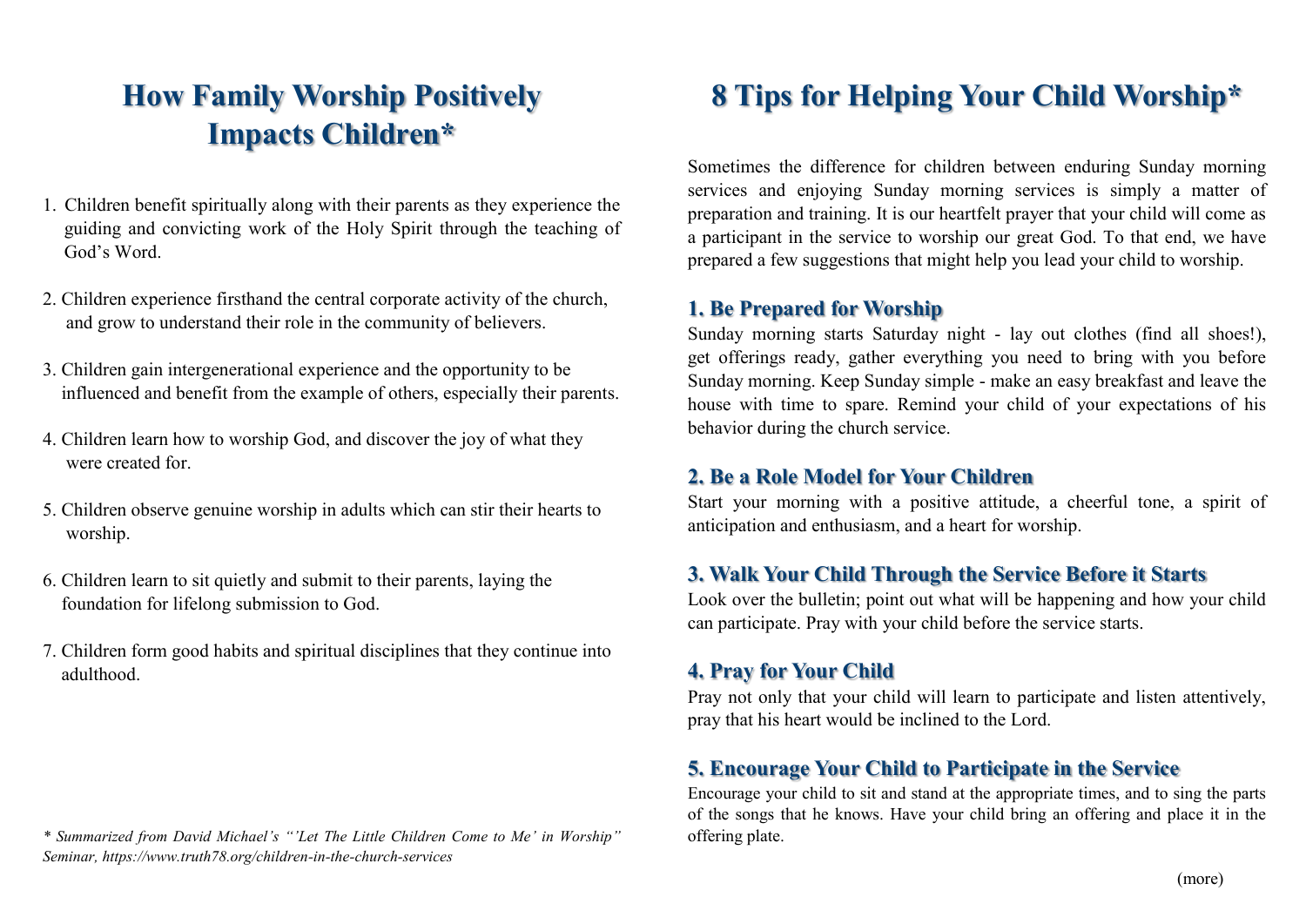## How Family Worship Positively Impacts Children*

1. Children benefit spiritually along with their parents as they experience the guiding and convicting work of the Holy Spirit through the teaching of God's Word.

2. Children experience firsthand the central corporate activity of the church, and grow to understand their role in the community of believers.

3. Children gain intergenerational experience and the opportunity to be influenced and benefit from the example of others, especially their parents.

4. Children learn how to worship God, and discover the joy of what they were created for.

5. Children observe genuine worship in adults which can stir their hearts to worship.

6. Children learn to sit quietly and submit to their parents, laying the foundation for lifelong submission to God.

7. Children form good habits and spiritual disciplines that they continue into adulthood.

*\* Summarized from David Michael's "'Let The Little Children Come to Me' in Worship" Seminar, https://www.truth78.org/children-in-the-church-services*

## 8 Tips for Helping Your Child Worship*

Sometimes the difference for children between enduring Sunday morning services and enjoying Sunday morning services is simply a matter of preparation and training. It is our heartfelt prayer that your child will come as a participant in the service to worship our great God. To that end, we have prepared a few suggestions that might help you lead your child to worship.

### 1. Be Prepared for Worship

Sunday morning starts Saturday night - lay out clothes (find all shoes!), get offerings ready, gather everything you need to bring with you before Sunday morning. Keep Sunday simple - make an easy breakfast and leave the house with time to spare. Remind your child of your expectations of his behavior during the church service.

### 2. Be a Role Model for Your Children

Start your morning with a positive attitude, a cheerful tone, a spirit of anticipation and enthusiasm, and a heart for worship.

### 3. Walk Your Child Through the Service Before it Starts

Look over the bulletin; point out what will be happening and how your child can participate. Pray with your child before the service starts.

### 4. Pray for Your Child

Pray not only that your child will learn to participate and listen attentively, pray that his heart would be inclined to the Lord.

### 5. Encourage Your Child to Participate in the Service

Encourage your child to sit and stand at the appropriate times, and to sing the parts of the songs that he knows. Have your child bring an offering and place it in the offering plate.

(more)